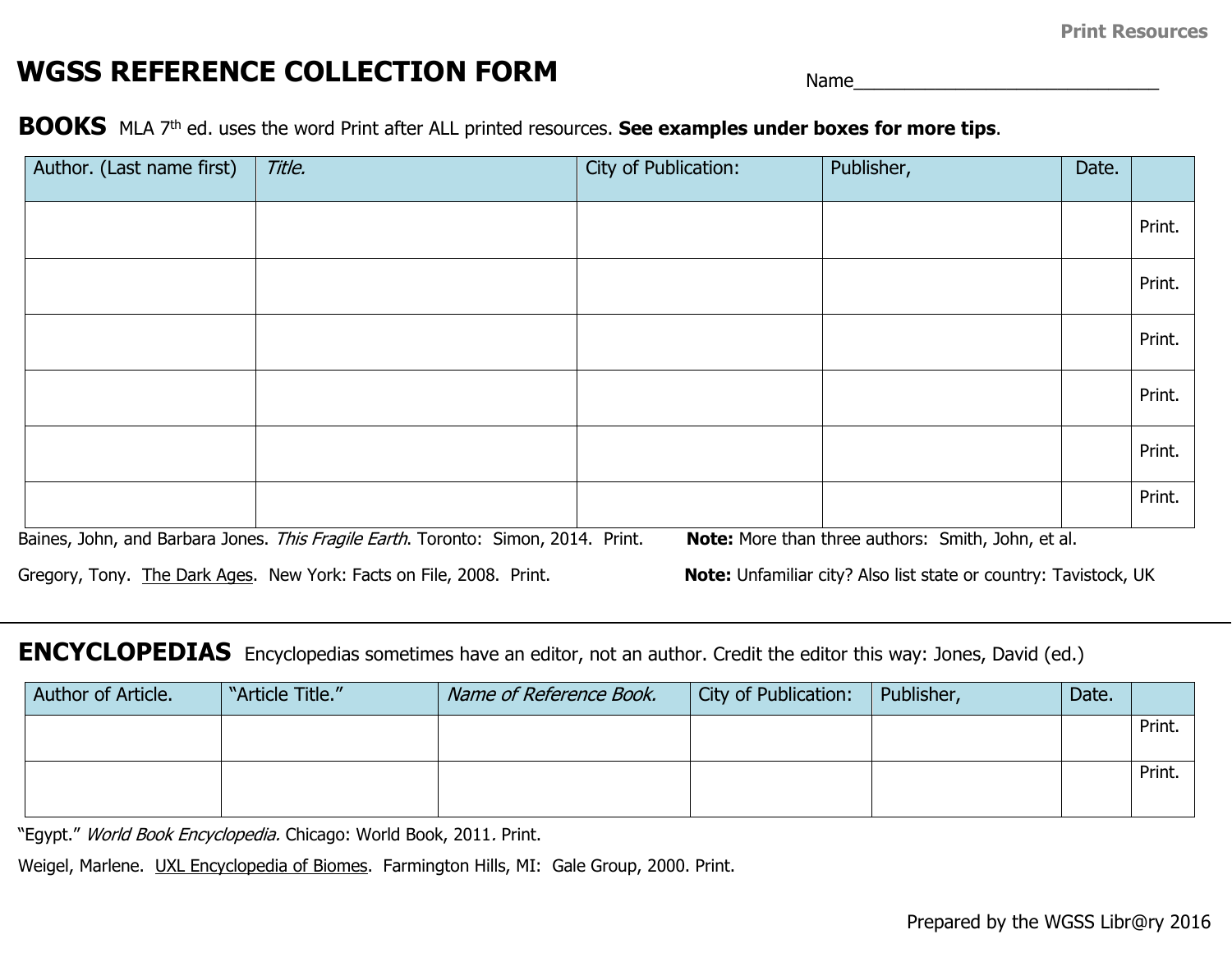Print Resources

# WGSS REFERENCE COLLECTION FORM

Name______________________________

## BOOKS

MLA 7th ed. uses the word Print after ALL printed resources. **See examples under boxes for more tips**.

| Author. (Last name first) | *Title.* | City of Publication: | Publisher, | Date. | |
|---|---|---|---|---|---|
| | | | | | Print. |
| | | | | | Print. |
| | | | | | Print. |
| | | | | | Print. |
| | | | | | Print. |
| | | | | | Print. |

Baines, John, and Barbara Jones. *This Fragile Earth*. Toronto: Simon, 2014. Print.

**Note:** More than three authors: Smith, John, et al.

Gregory, Tony. <u>The Dark Ages</u>. New York: Facts on File, 2008. Print.

**Note:** Unfamiliar city? Also list state or country: Tavistock, UK

---

## ENCYCLOPEDIAS

Encyclopedias sometimes have an editor, not an author. Credit the editor this way: Jones, David (ed.)

| Author of Article. | "Article Title." | *Name of Reference Book.* | City of Publication: | Publisher, | Date. | |
|---|---|---|---|---|---|---|
| | | | | | | Print. |
| | | | | | | Print. |

"Egypt." *World Book Encyclopedia.* Chicago: World Book, 2011. Print.

Weigel, Marlene. <u>UXL Encyclopedia of Biomes</u>. Farmington Hills, MI: Gale Group, 2000. Print.

Prepared by the WGSS Libr@ry 2016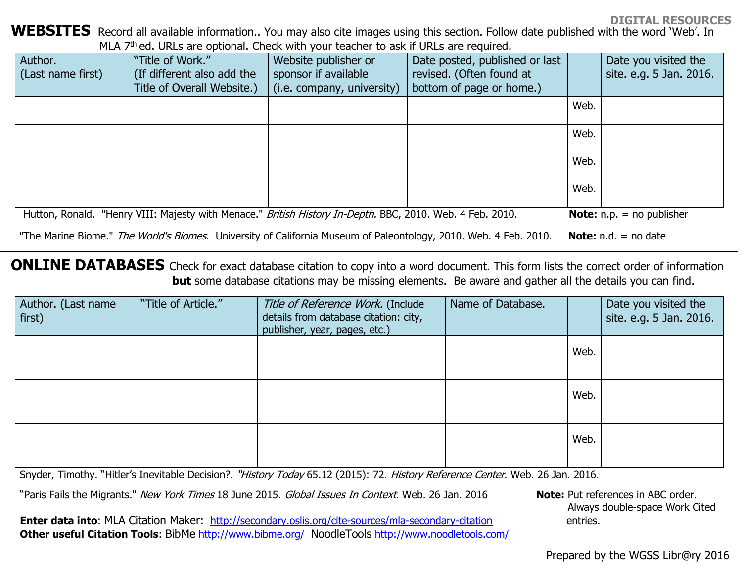DIGITAL RESOURCES

## WEBSITES

Record all available information.. You may also cite images using this section. Follow date published with the word 'Web'. In MLA 7th ed. URLs are optional. Check with your teacher to ask if URLs are required.

| Author. (Last name first) | "Title of Work." (If different also add the Title of Overall Website.) | Website publisher or sponsor if available (i.e. company, university) | Date posted, published or last revised. (Often found at bottom of page or home.) | | Date you visited the site. e.g. 5 Jan. 2016. |
|---|---|---|---|---|---|
| | | | | Web. | |
| | | | | Web. | |
| | | | | Web. | |
| | | | | Web. | |

Hutton, Ronald. "Henry VIII: Majesty with Menace." *British History In-Depth.* BBC, 2010. Web. 4 Feb. 2010.

"The Marine Biome." *The World's Biomes*. University of California Museum of Paleontology, 2010. Web. 4 Feb. 2010.

**Note:** n.p. = no publisher

**Note:** n.d. = no date

## ONLINE DATABASES

Check for exact database citation to copy into a word document. This form lists the correct order of information **but** some database citations may be missing elements. Be aware and gather all the details you can find.

| Author. (Last name first) | "Title of Article." | *Title of Reference Work.* (Include details from database citation: city, publisher, year, pages, etc.) | Name of Database. | | Date you visited the site. e.g. 5 Jan. 2016. |
|---|---|---|---|---|---|
| | | | | Web. | |
| | | | | Web. | |
| | | | | Web. | |

Snyder, Timothy. "Hitler's Inevitable Decision?. "*History Today* 65.12 (2015): 72. *History Reference Center*. Web. 26 Jan. 2016.

"Paris Fails the Migrants." *New York Times* 18 June 2015. *Global Issues In Context*. Web. 26 Jan. 2016

**Note:** Put references in ABC order. Always double-space Work Cited entries.

**Enter data into**: MLA Citation Maker: http://secondary.oslis.org/cite-sources/mla-secondary-citation
**Other useful Citation Tools**: BibMe http://www.bibme.org/ NoodleTools http://www.noodletools.com/

Prepared by the WGSS Libr@ry 2016